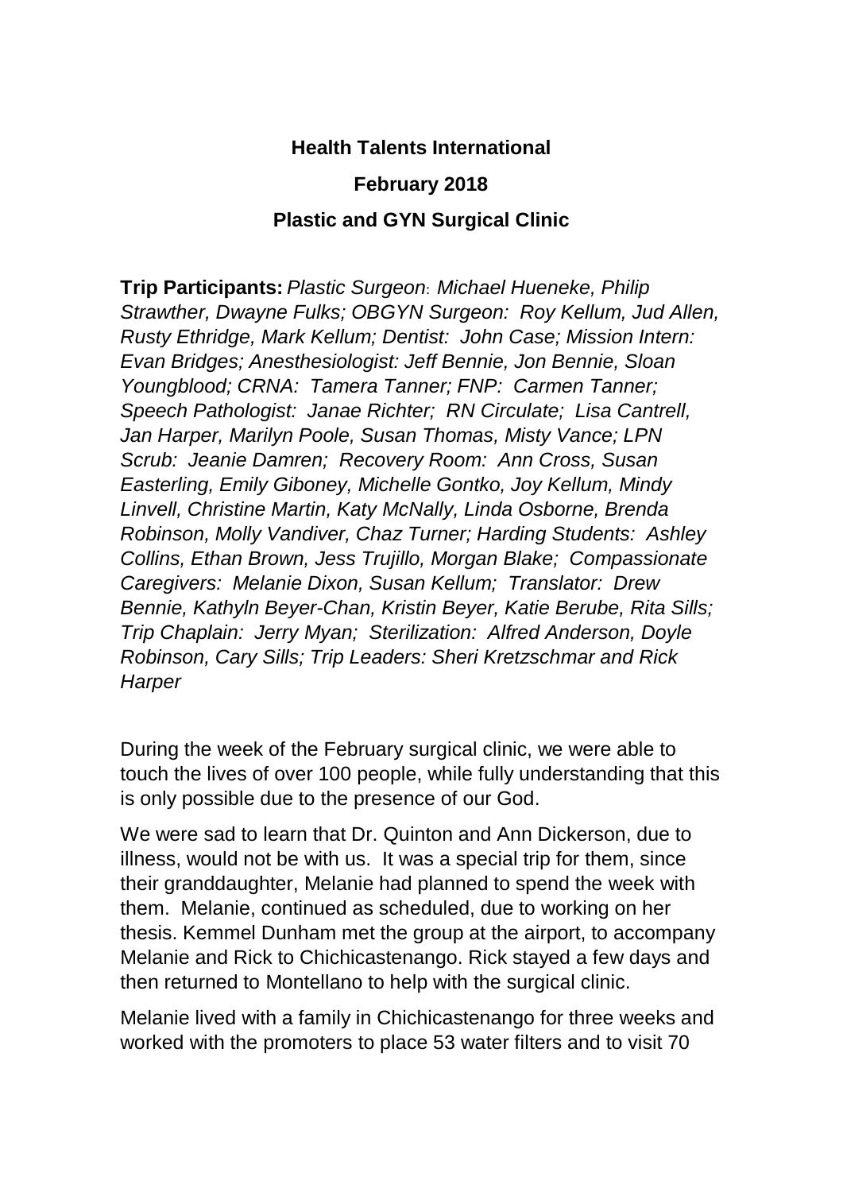**Health Talents International**

**February 2018**

**Plastic and GYN Surgical Clinic**

**Trip Participants:** *Plastic Surgeon: Michael Hueneke, Philip Strawther, Dwayne Fulks; OBGYN Surgeon: Roy Kellum, Jud Allen, Rusty Ethridge, Mark Kellum; Dentist: John Case; Mission Intern: Evan Bridges; Anesthesiologist: Jeff Bennie, Jon Bennie, Sloan Youngblood; CRNA: Tamera Tanner; FNP: Carmen Tanner; Speech Pathologist: Janae Richter; RN Circulate; Lisa Cantrell, Jan Harper, Marilyn Poole, Susan Thomas, Misty Vance; LPN Scrub: Jeanie Damren; Recovery Room: Ann Cross, Susan Easterling, Emily Giboney, Michelle Gontko, Joy Kellum, Mindy Linvell, Christine Martin, Katy McNally, Linda Osborne, Brenda Robinson, Molly Vandiver, Chaz Turner; Harding Students: Ashley Collins, Ethan Brown, Jess Trujillo, Morgan Blake; Compassionate Caregivers: Melanie Dixon, Susan Kellum; Translator: Drew Bennie, Kathyln Beyer-Chan, Kristin Beyer, Katie Berube, Rita Sills; Trip Chaplain: Jerry Myan; Sterilization: Alfred Anderson, Doyle Robinson, Cary Sills; Trip Leaders: Sheri Kretzschmar and Rick Harper*

During the week of the February surgical clinic, we were able to touch the lives of over 100 people, while fully understanding that this is only possible due to the presence of our God.

We were sad to learn that Dr. Quinton and Ann Dickerson, due to illness, would not be with us. It was a special trip for them, since their granddaughter, Melanie had planned to spend the week with them. Melanie, continued as scheduled, due to working on her thesis. Kemmel Dunham met the group at the airport, to accompany Melanie and Rick to Chichicastenango. Rick stayed a few days and then returned to Montellano to help with the surgical clinic.

Melanie lived with a family in Chichicastenango for three weeks and worked with the promoters to place 53 water filters and to visit 70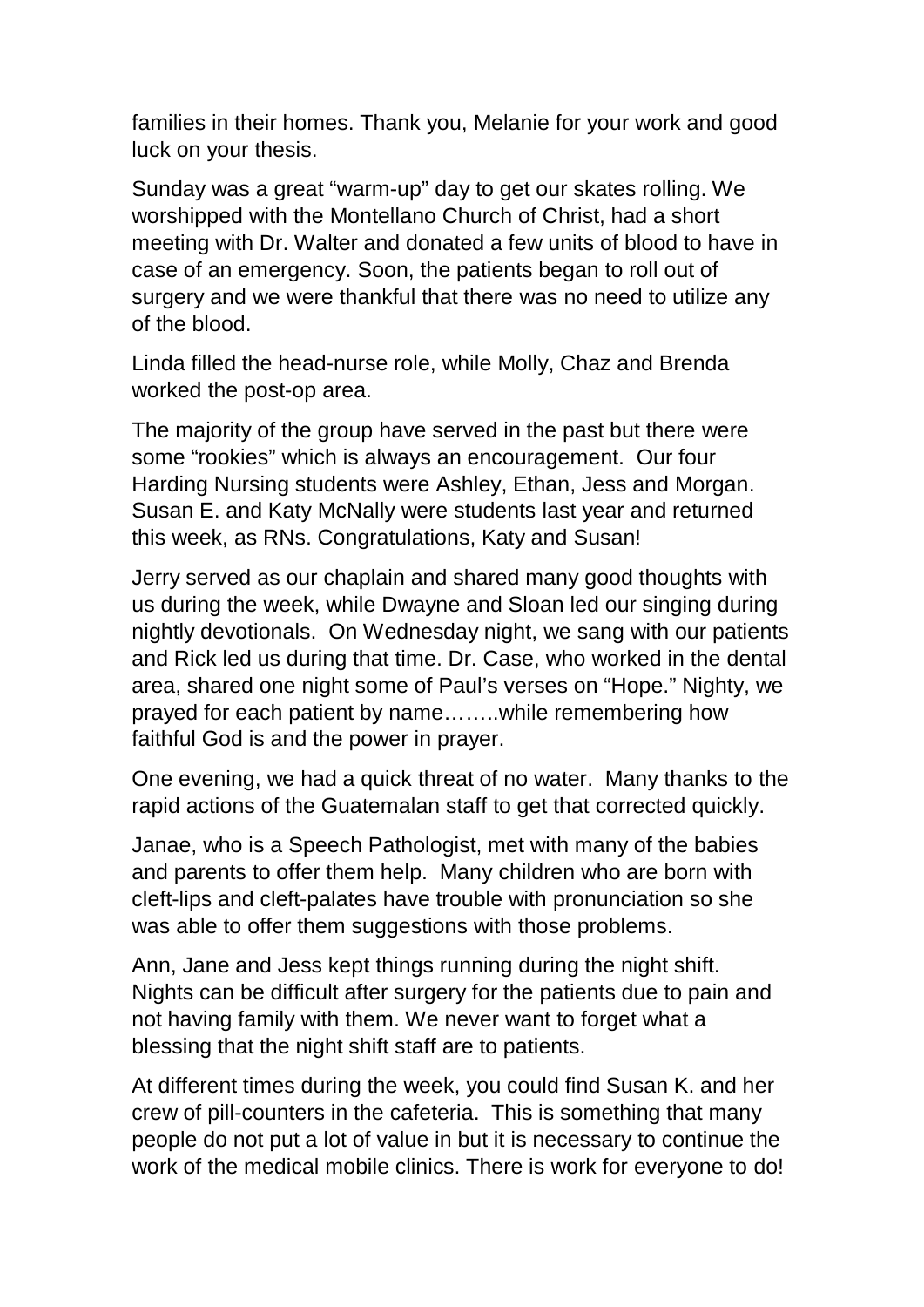families in their homes. Thank you, Melanie for your work and good luck on your thesis.

Sunday was a great "warm-up" day to get our skates rolling. We worshipped with the Montellano Church of Christ, had a short meeting with Dr. Walter and donated a few units of blood to have in case of an emergency. Soon, the patients began to roll out of surgery and we were thankful that there was no need to utilize any of the blood.

Linda filled the head-nurse role, while Molly, Chaz and Brenda worked the post-op area.

The majority of the group have served in the past but there were some "rookies" which is always an encouragement. Our four Harding Nursing students were Ashley, Ethan, Jess and Morgan. Susan E. and Katy McNally were students last year and returned this week, as RNs. Congratulations, Katy and Susan!

Jerry served as our chaplain and shared many good thoughts with us during the week, while Dwayne and Sloan led our singing during nightly devotionals. On Wednesday night, we sang with our patients and Rick led us during that time. Dr. Case, who worked in the dental area, shared one night some of Paul's verses on "Hope." Nighty, we prayed for each patient by name……..while remembering how faithful God is and the power in prayer.

One evening, we had a quick threat of no water. Many thanks to the rapid actions of the Guatemalan staff to get that corrected quickly.

Janae, who is a Speech Pathologist, met with many of the babies and parents to offer them help. Many children who are born with cleft-lips and cleft-palates have trouble with pronunciation so she was able to offer them suggestions with those problems.

Ann, Jane and Jess kept things running during the night shift. Nights can be difficult after surgery for the patients due to pain and not having family with them. We never want to forget what a blessing that the night shift staff are to patients.

At different times during the week, you could find Susan K. and her crew of pill-counters in the cafeteria. This is something that many people do not put a lot of value in but it is necessary to continue the work of the medical mobile clinics. There is work for everyone to do!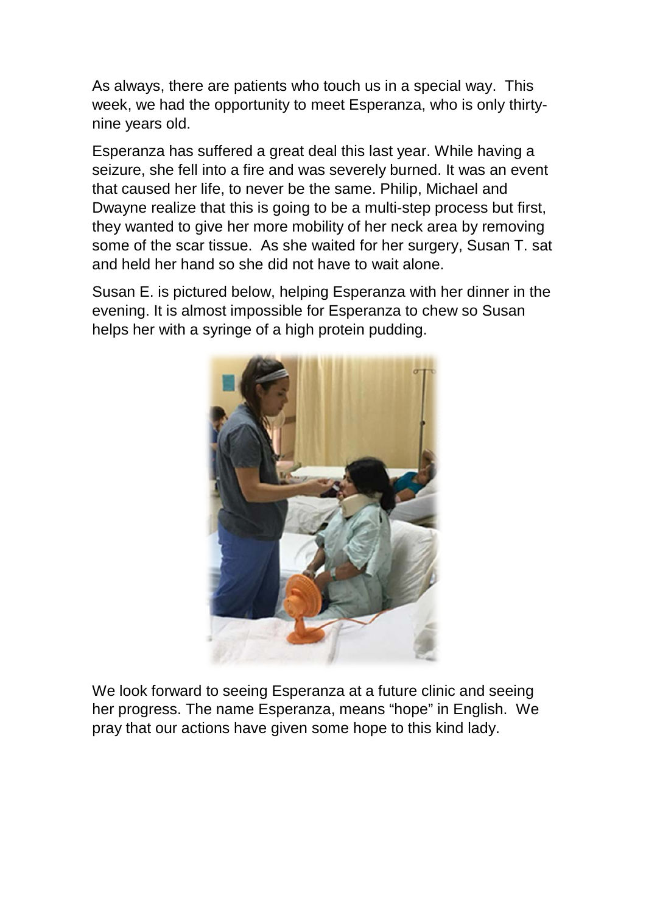As always, there are patients who touch us in a special way. This week, we had the opportunity to meet Esperanza, who is only thirty-nine years old.

Esperanza has suffered a great deal this last year. While having a seizure, she fell into a fire and was severely burned. It was an event that caused her life, to never be the same. Philip, Michael and Dwayne realize that this is going to be a multi-step process but first, they wanted to give her more mobility of her neck area by removing some of the scar tissue. As she waited for her surgery, Susan T. sat and held her hand so she did not have to wait alone.

Susan E. is pictured below, helping Esperanza with her dinner in the evening. It is almost impossible for Esperanza to chew so Susan helps her with a syringe of a high protein pudding.

We look forward to seeing Esperanza at a future clinic and seeing her progress. The name Esperanza, means "hope" in English. We pray that our actions have given some hope to this kind lady.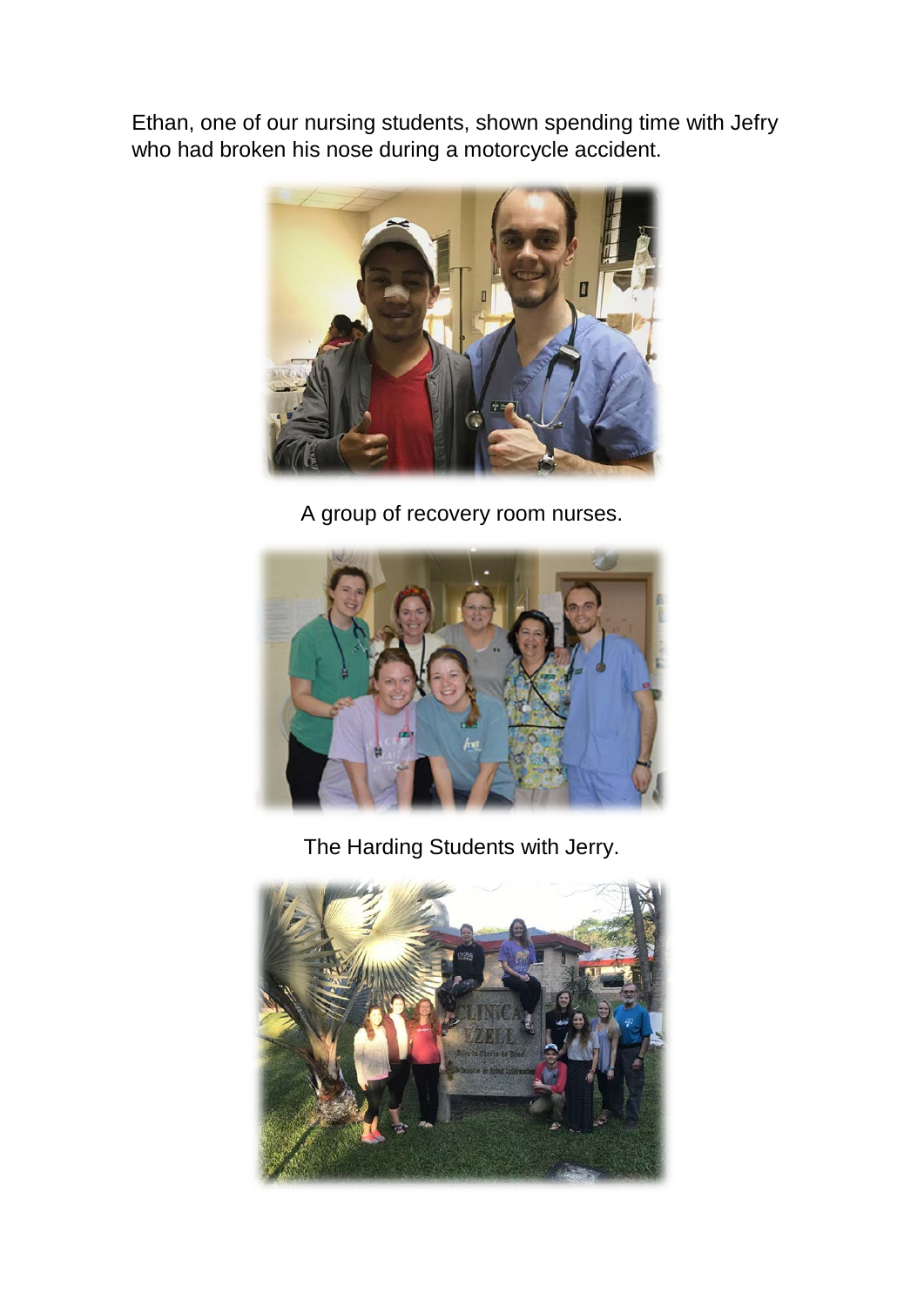Ethan, one of our nursing students, shown spending time with Jefry who had broken his nose during a motorcycle accident.

A group of recovery room nurses.

The Harding Students with Jerry.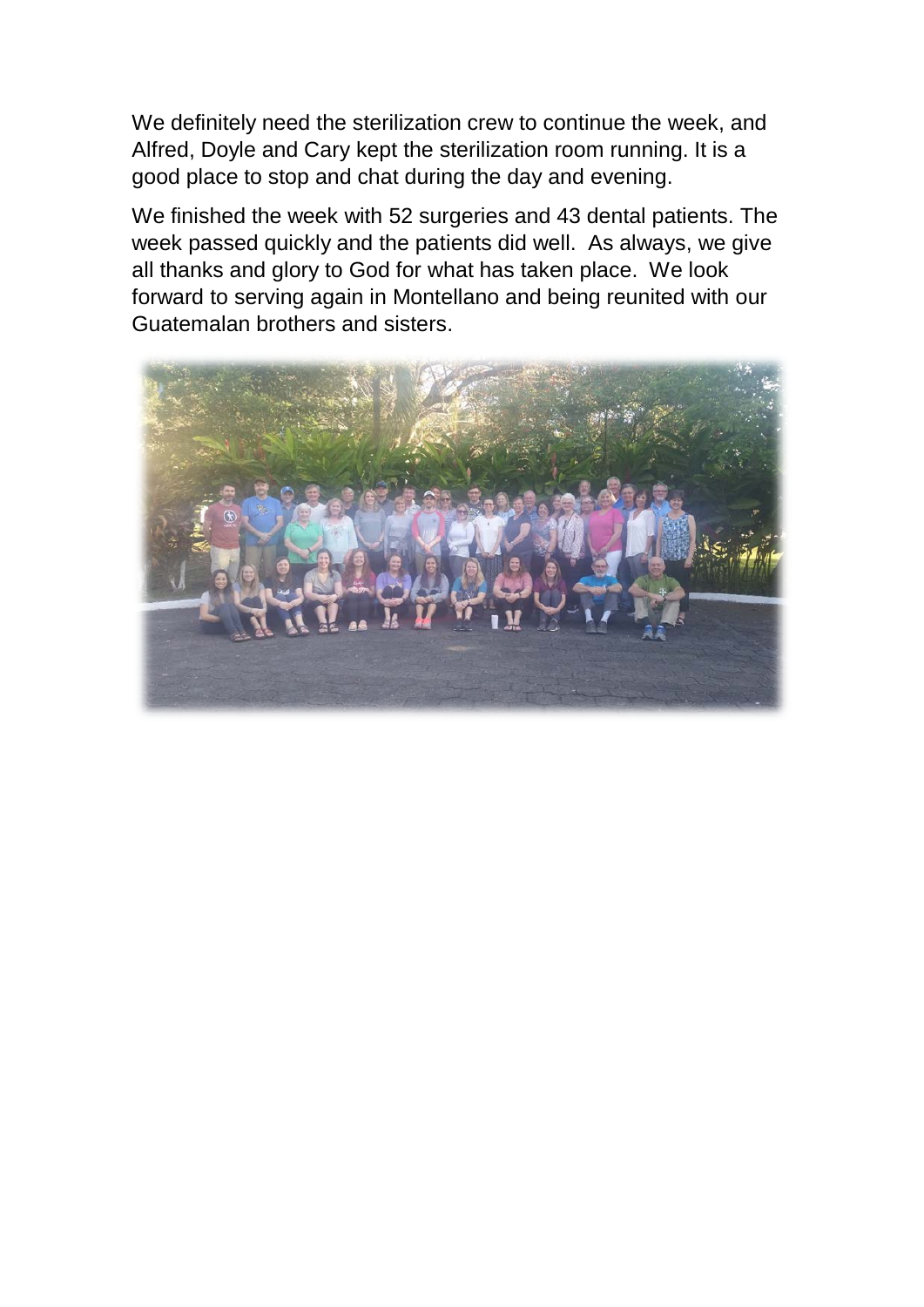We definitely need the sterilization crew to continue the week, and Alfred, Doyle and Cary kept the sterilization room running. It is a good place to stop and chat during the day and evening.

We finished the week with 52 surgeries and 43 dental patients. The week passed quickly and the patients did well. As always, we give all thanks and glory to God for what has taken place. We look forward to serving again in Montellano and being reunited with our Guatemalan brothers and sisters.